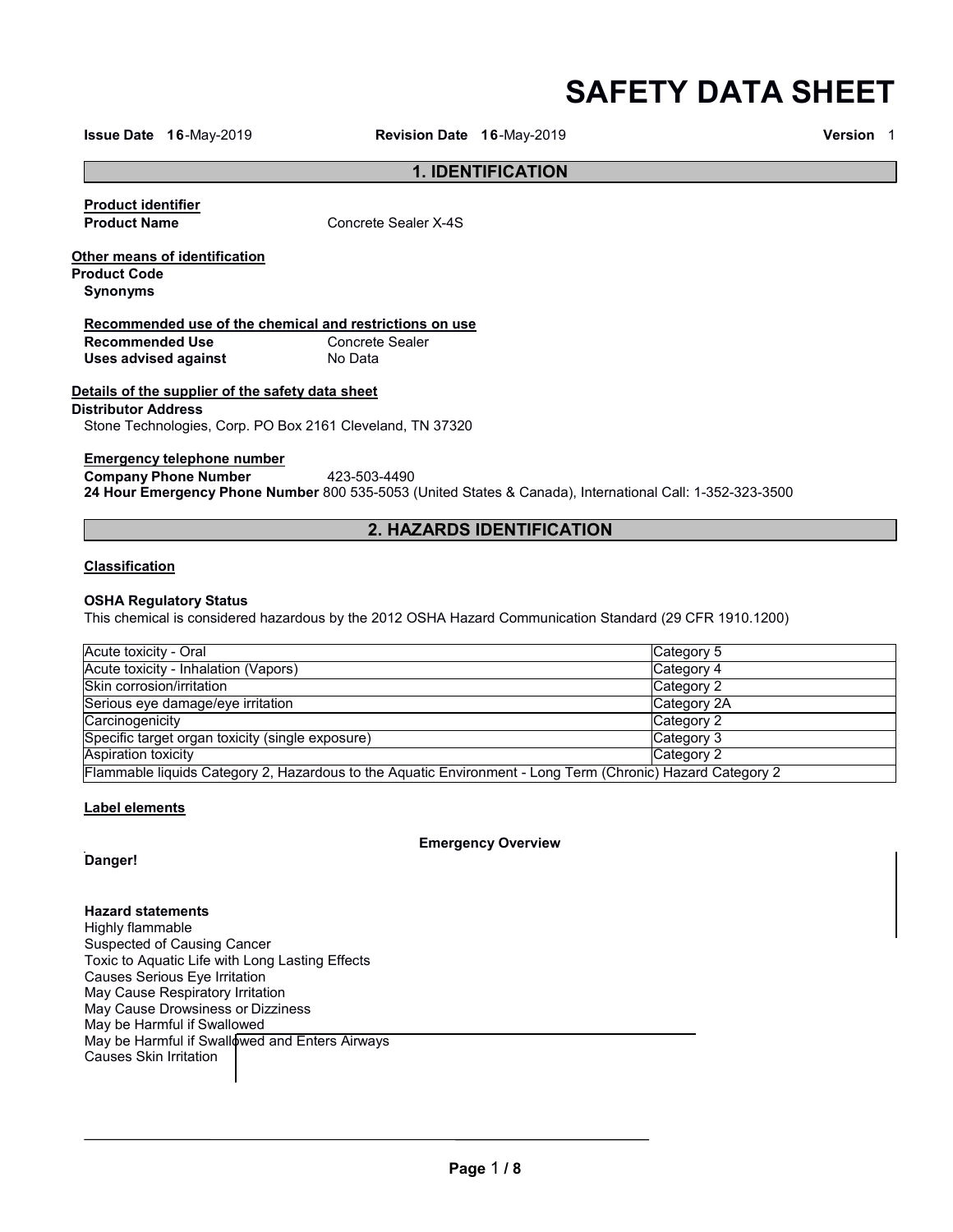# SAFETY DATA SHEET

**Issue Date** 16-May-2019 **Revision Date** 16-May-2019 **Version** 1

## 1. IDENTIFICATION

**Product identifier**

**Product Name** Concrete Sealer X-4S

**Other means of identification**

**Product Code**

**Synonyms**

**Recommended use of the chemical and restrictions on use**

**Recommended Use** Concrete Sealer

**Uses advised against** No Data

**Details of the supplier of the safety data sheet**

**Distributor Address**

Stone Technologies, Corp. PO Box 2161 Cleveland, TN 37320

**Emergency telephone number**

**Company Phone Number** 423-503-4490

**24 Hour Emergency Phone Number** 800 535-5053 (United States & Canada), International Call: 1-352-323-3500

## 2. HAZARDS IDENTIFICATION

**Classification**

**OSHA Regulatory Status**

This chemical is considered hazardous by the 2012 OSHA Hazard Communication Standard (29 CFR 1910.1200)

| | |
|---|---|
| Acute toxicity - Oral | Category 5 |
| Acute toxicity - Inhalation (Vapors) | Category 4 |
| Skin corrosion/irritation | Category 2 |
| Serious eye damage/eye irritation | Category 2A |
| Carcinogenicity | Category 2 |
| Specific target organ toxicity (single exposure) | Category 3 |
| Aspiration toxicity | Category 2 |
| Flammable liquids Category 2, Hazardous to the Aquatic Environment - Long Term (Chronic) Hazard Category 2 | |

**Label elements**

**Emergency Overview**

**Danger!**

**Hazard statements**

Highly flammable

Suspected of Causing Cancer

Toxic to Aquatic Life with Long Lasting Effects

Causes Serious Eye Irritation

May Cause Respiratory Irritation

May Cause Drowsiness or Dizziness

May be Harmful if Swallowed

May be Harmful if Swallowed and Enters Airways

Causes Skin Irritation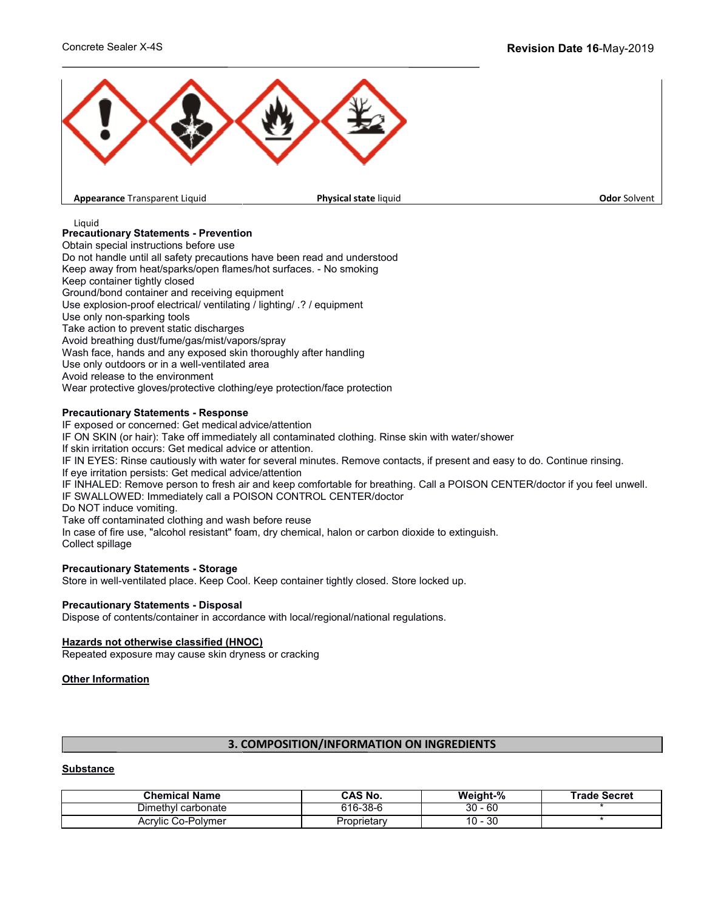**Appearance** Transparent Liquid **Physical state** liquid **Odor** Solvent

Liquid

**Precautionary Statements - Prevention**

Obtain special instructions before use
Do not handle until all safety precautions have been read and understood
Keep away from heat/sparks/open flames/hot surfaces. - No smoking
Keep container tightly closed
Ground/bond container and receiving equipment
Use explosion-proof electrical/ ventilating / lighting/ .? / equipment
Use only non-sparking tools
Take action to prevent static discharges
Avoid breathing dust/fume/gas/mist/vapors/spray
Wash face, hands and any exposed skin thoroughly after handling
Use only outdoors or in a well-ventilated area
Avoid release to the environment
Wear protective gloves/protective clothing/eye protection/face protection

**Precautionary Statements - Response**

IF exposed or concerned: Get medical advice/attention
IF ON SKIN (or hair): Take off immediately all contaminated clothing. Rinse skin with water/shower
If skin irritation occurs: Get medical advice or attention.
IF IN EYES: Rinse cautiously with water for several minutes. Remove contacts, if present and easy to do. Continue rinsing.
If eye irritation persists: Get medical advice/attention
IF INHALED: Remove person to fresh air and keep comfortable for breathing. Call a POISON CENTER/doctor if you feel unwell.
IF SWALLOWED: Immediately call a POISON CONTROL CENTER/doctor
Do NOT induce vomiting.
Take off contaminated clothing and wash before reuse
In case of fire use, "alcohol resistant" foam, dry chemical, halon or carbon dioxide to extinguish.
Collect spillage

**Precautionary Statements - Storage**

Store in well-ventilated place. Keep Cool. Keep container tightly closed. Store locked up.

**Precautionary Statements - Disposal**

Dispose of contents/container in accordance with local/regional/national regulations.

**Hazards not otherwise classified (HNOC)**

Repeated exposure may cause skin dryness or cracking

**Other Information**

## 3. COMPOSITION/INFORMATION ON INGREDIENTS

**Substance**

| Chemical Name | CAS No. | Weight-% | Trade Secret |
|---|---|---|---|
| Dimethyl carbonate | 616-38-6 | 30 - 60 | * |
| Acrylic Co-Polymer | Proprietary | 10 - 30 | * |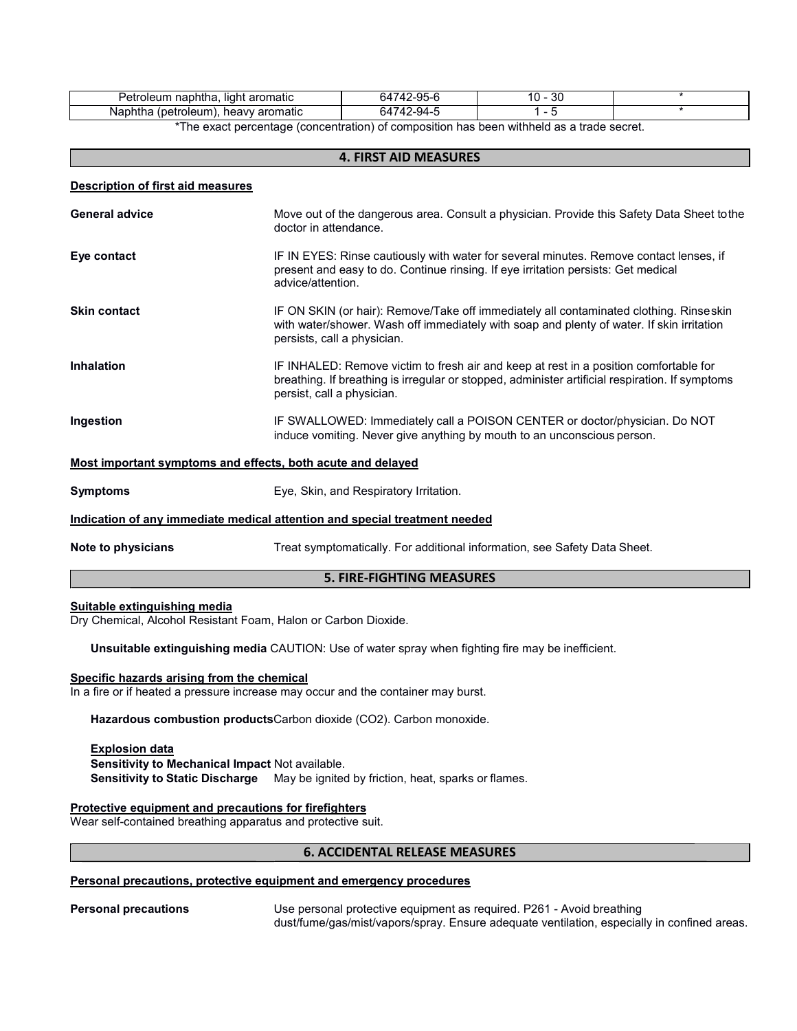| Petroleum naphtha, light aromatic | 64742-95-6 | 10 - 30 | * |
| --- | --- | --- | --- |
| Naphtha (petroleum), heavy aromatic | 64742-94-5 | 1 - 5 | * |

*The exact percentage (concentration) of composition has been withheld as a trade secret.

## 4. FIRST AID MEASURES

**Description of first aid measures**

**General advice** Move out of the dangerous area. Consult a physician. Provide this Safety Data Sheet to the doctor in attendance.

**Eye contact** IF IN EYES: Rinse cautiously with water for several minutes. Remove contact lenses, if present and easy to do. Continue rinsing. If eye irritation persists: Get medical advice/attention.

**Skin contact** IF ON SKIN (or hair): Remove/Take off immediately all contaminated clothing. Rinse skin with water/shower. Wash off immediately with soap and plenty of water. If skin irritation persists, call a physician.

**Inhalation** IF INHALED: Remove victim to fresh air and keep at rest in a position comfortable for breathing. If breathing is irregular or stopped, administer artificial respiration. If symptoms persist, call a physician.

**Ingestion** IF SWALLOWED: Immediately call a POISON CENTER or doctor/physician. Do NOT induce vomiting. Never give anything by mouth to an unconscious person.

**Most important symptoms and effects, both acute and delayed**

**Symptoms** Eye, Skin, and Respiratory Irritation.

**Indication of any immediate medical attention and special treatment needed**

**Note to physicians** Treat symptomatically. For additional information, see Safety Data Sheet.

## 5. FIRE-FIGHTING MEASURES

**Suitable extinguishing media**

Dry Chemical, Alcohol Resistant Foam, Halon or Carbon Dioxide.

**Unsuitable extinguishing media** CAUTION: Use of water spray when fighting fire may be inefficient.

**Specific hazards arising from the chemical**

In a fire or if heated a pressure increase may occur and the container may burst.

**Hazardous combustion products** Carbon dioxide ($CO_2$). Carbon monoxide.

**Explosion data**

**Sensitivity to Mechanical Impact** Not available.

**Sensitivity to Static Discharge** May be ignited by friction, heat, sparks or flames.

**Protective equipment and precautions for firefighters**

Wear self-contained breathing apparatus and protective suit.

## 6. ACCIDENTAL RELEASE MEASURES

**Personal precautions, protective equipment and emergency procedures**

**Personal precautions** Use personal protective equipment as required. P261 - Avoid breathing dust/fume/gas/mist/vapors/spray. Ensure adequate ventilation, especially in confined areas.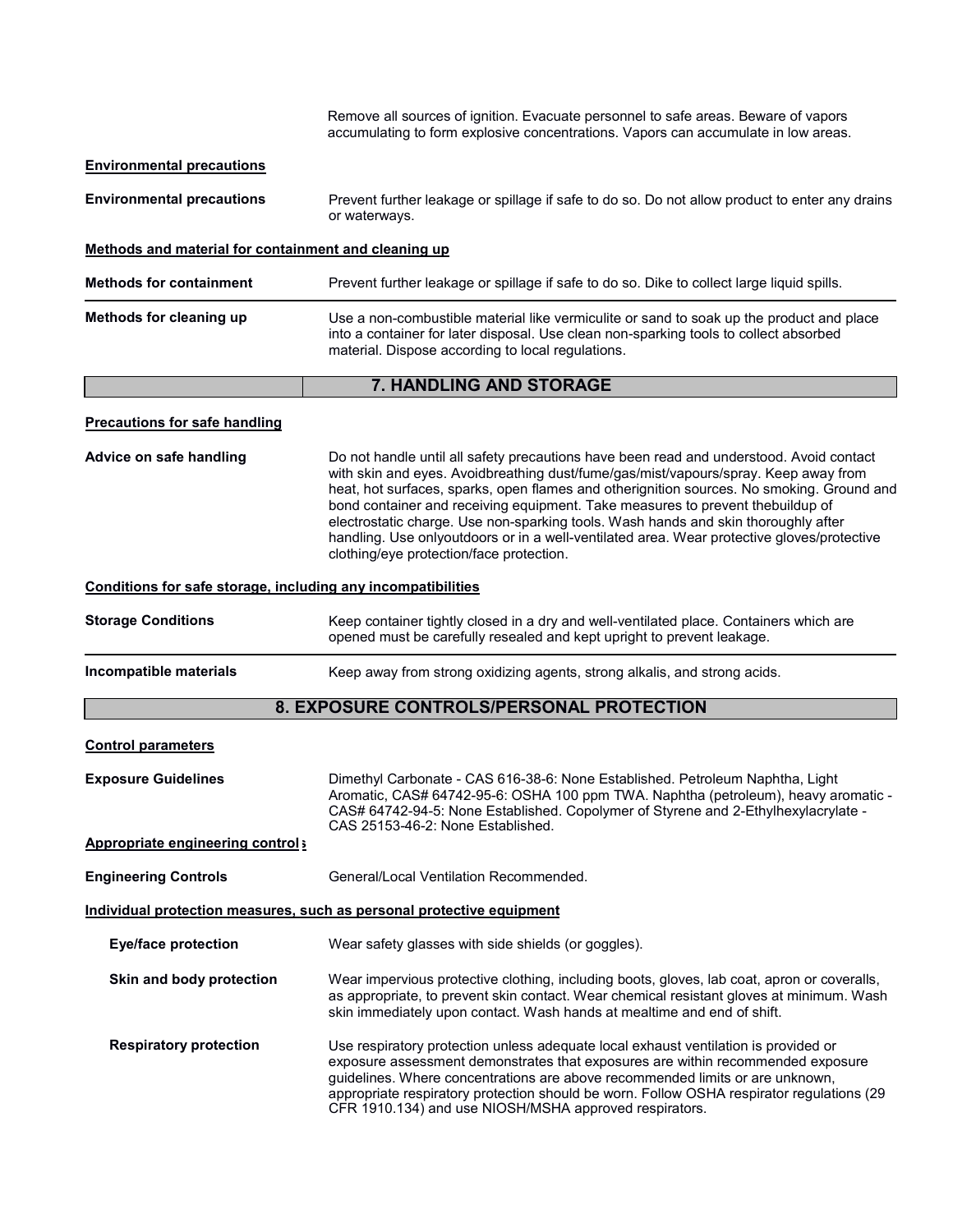Remove all sources of ignition. Evacuate personnel to safe areas. Beware of vapors accumulating to form explosive concentrations. Vapors can accumulate in low areas.

**Environmental precautions**

**Environmental precautions** Prevent further leakage or spillage if safe to do so. Do not allow product to enter any drains or waterways.

**Methods and material for containment and cleaning up**

**Methods for containment** Prevent further leakage or spillage if safe to do so. Dike to collect large liquid spills.

**Methods for cleaning up** Use a non-combustible material like vermiculite or sand to soak up the product and place into a container for later disposal. Use clean non-sparking tools to collect absorbed material. Dispose according to local regulations.

## 7. HANDLING AND STORAGE

**Precautions for safe handling**

**Advice on safe handling** Do not handle until all safety precautions have been read and understood. Avoid contact with skin and eyes. Avoidbreathing dust/fume/gas/mist/vapours/spray. Keep away from heat, hot surfaces, sparks, open flames and otherignition sources. No smoking. Ground and bond container and receiving equipment. Take measures to prevent thebuildup of electrostatic charge. Use non-sparking tools. Wash hands and skin thoroughly after handling. Use onlyoutdoors or in a well-ventilated area. Wear protective gloves/protective clothing/eye protection/face protection.

**Conditions for safe storage, including any incompatibilities**

**Storage Conditions** Keep container tightly closed in a dry and well-ventilated place. Containers which are opened must be carefully resealed and kept upright to prevent leakage.

**Incompatible materials** Keep away from strong oxidizing agents, strong alkalis, and strong acids.

## 8. EXPOSURE CONTROLS/PERSONAL PROTECTION

**Control parameters**

**Exposure Guidelines** Dimethyl Carbonate - CAS 616-38-6: None Established. Petroleum Naphtha, Light Aromatic, CAS# 64742-95-6: OSHA 100 ppm TWA. Naphtha (petroleum), heavy aromatic - CAS# 64742-94-5: None Established. Copolymer of Styrene and 2-Ethylhexylacrylate - CAS 25153-46-2: None Established.

**Appropriate engineering controls**

**Engineering Controls** General/Local Ventilation Recommended.

**Individual protection measures, such as personal protective equipment**

**Eye/face protection** Wear safety glasses with side shields (or goggles).

**Skin and body protection** Wear impervious protective clothing, including boots, gloves, lab coat, apron or coveralls, as appropriate, to prevent skin contact. Wear chemical resistant gloves at minimum. Wash skin immediately upon contact. Wash hands at mealtime and end of shift.

**Respiratory protection** Use respiratory protection unless adequate local exhaust ventilation is provided or exposure assessment demonstrates that exposures are within recommended exposure guidelines. Where concentrations are above recommended limits or are unknown, appropriate respiratory protection should be worn. Follow OSHA respirator regulations (29 CFR 1910.134) and use NIOSH/MSHA approved respirators.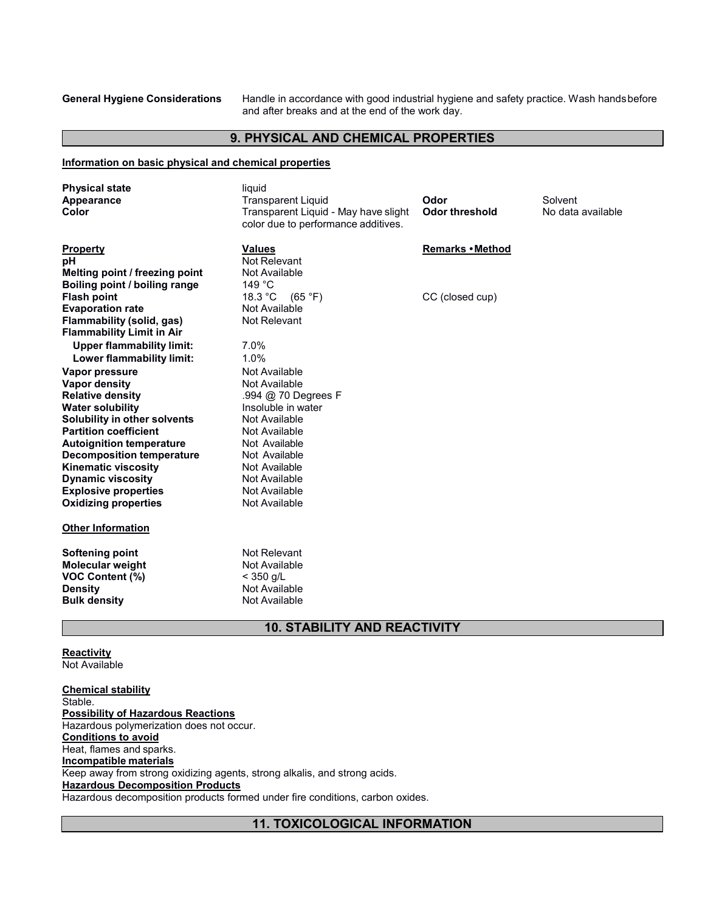**General Hygiene Considerations** Handle in accordance with good industrial hygiene and safety practice. Wash hands before and after breaks and at the end of the work day.

## 9. PHYSICAL AND CHEMICAL PROPERTIES

**Information on basic physical and chemical properties**

| | | | |
|---|---|---|---|
| **Physical state** | liquid | | |
| **Appearance** | Transparent Liquid | **Odor** | Solvent |
| **Color** | Transparent Liquid - May have slight color due to performance additives. | **Odor threshold** | No data available |

| **Property** | **Values** | **Remarks • Method** |
|---|---|---|
| **pH** | Not Relevant | |
| **Melting point / freezing point** | Not Available | |
| **Boiling point / boiling range** | 149 °C | |
| **Flash point** | 18.3 °C (65 °F) | CC (closed cup) |
| **Evaporation rate** | Not Available | |
| **Flammability (solid, gas)** | Not Relevant | |
| **Flammability Limit in Air** | | |
| **Upper flammability limit:** | 7.0% | |
| **Lower flammability limit:** | 1.0% | |
| **Vapor pressure** | Not Available | |
| **Vapor density** | Not Available | |
| **Relative density** | .994 @ 70 Degrees F | |
| **Water solubility** | Insoluble in water | |
| **Solubility in other solvents** | Not Available | |
| **Partition coefficient** | Not Available | |
| **Autoignition temperature** | Not Available | |
| **Decomposition temperature** | Not Available | |
| **Kinematic viscosity** | Not Available | |
| **Dynamic viscosity** | Not Available | |
| **Explosive properties** | Not Available | |
| **Oxidizing properties** | Not Available | |

**Other Information**

| | |
|---|---|
| **Softening point** | Not Relevant |
| **Molecular weight** | Not Available |
| **VOC Content (%)** | < 350 g/L |
| **Density** | Not Available |
| **Bulk density** | Not Available |

## 10. STABILITY AND REACTIVITY

**Reactivity**
Not Available

**Chemical stability**
Stable.

**Possibility of Hazardous Reactions**
Hazardous polymerization does not occur.

**Conditions to avoid**
Heat, flames and sparks.

**Incompatible materials**
Keep away from strong oxidizing agents, strong alkalis, and strong acids.

**Hazardous Decomposition Products**
Hazardous decomposition products formed under fire conditions, carbon oxides.

## 11. TOXICOLOGICAL INFORMATION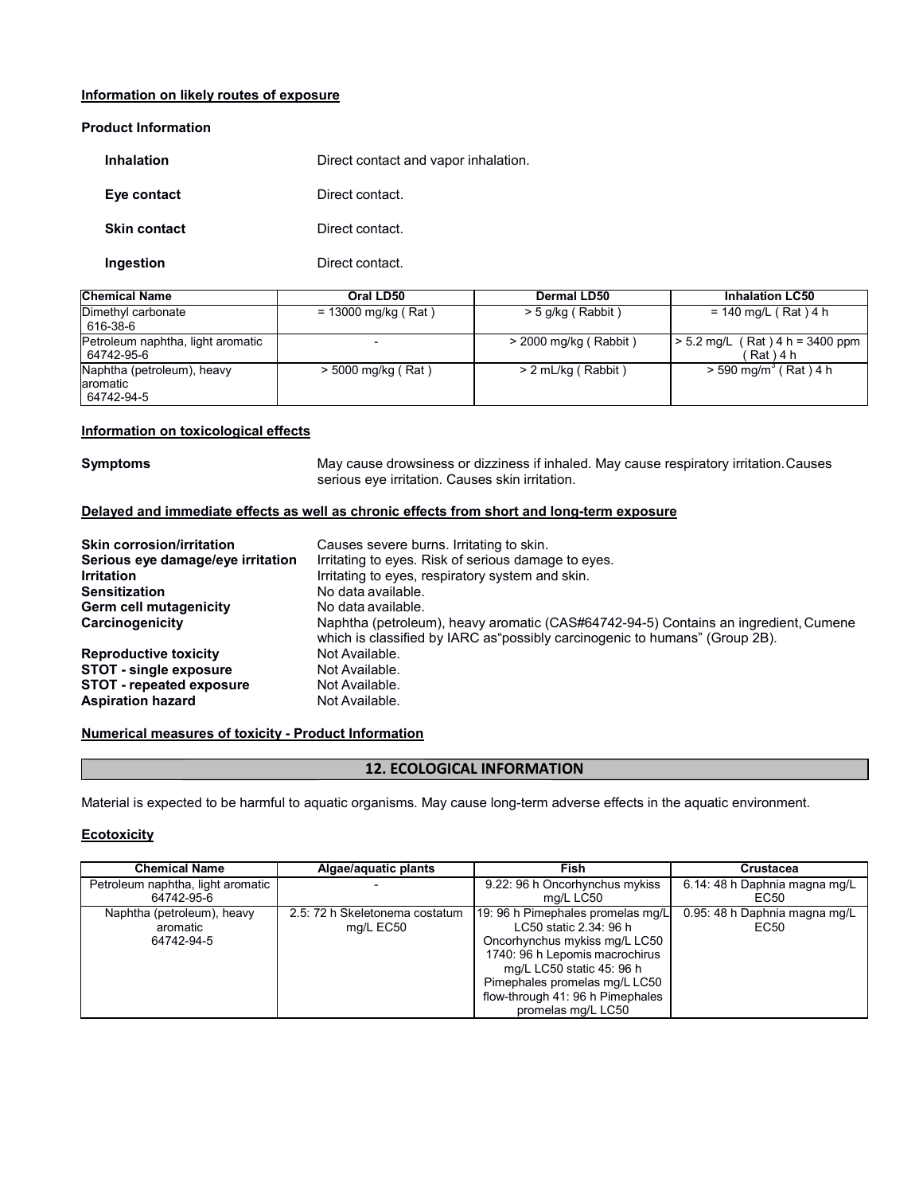**Information on likely routes of exposure**

**Product Information**

| | |
|---|---|
| **Inhalation** | Direct contact and vapor inhalation. |
| **Eye contact** | Direct contact. |
| **Skin contact** | Direct contact. |
| **Ingestion** | Direct contact. |

| Chemical Name | Oral LD50 | Dermal LD50 | Inhalation LC50 |
|---|---|---|---|
| Dimethyl carbonate 616-38-6 | = 13000 mg/kg ( Rat ) | > 5 g/kg ( Rabbit ) | = 140 mg/L ( Rat ) 4 h |
| Petroleum naphtha, light aromatic 64742-95-6 | - | > 2000 mg/kg ( Rabbit ) | > 5.2 mg/L ( Rat ) 4 h = 3400 ppm ( Rat ) 4 h |
| Naphtha (petroleum), heavy aromatic 64742-94-5 | > 5000 mg/kg ( Rat ) | > 2 mL/kg ( Rabbit ) | > 590 $mg/m^3$ ( Rat ) 4 h |

**Information on toxicological effects**

**Symptoms** May cause drowsiness or dizziness if inhaled. May cause respiratory irritation. Causes serious eye irritation. Causes skin irritation.

**Delayed and immediate effects as well as chronic effects from short and long-term exposure**

| | |
|---|---|
| **Skin corrosion/irritation** | Causes severe burns. Irritating to skin. |
| **Serious eye damage/eye irritation** | Irritating to eyes. Risk of serious damage to eyes. |
| **Irritation** | Irritating to eyes, respiratory system and skin. |
| **Sensitization** | No data available. |
| **Germ cell mutagenicity** | No data available. |
| **Carcinogenicity** | Naphtha (petroleum), heavy aromatic (CAS#64742-94-5) Contains an ingredient, Cumene which is classified by IARC as"possibly carcinogenic to humans" (Group 2B). |
| **Reproductive toxicity** | Not Available. |
| **STOT - single exposure** | Not Available. |
| **STOT - repeated exposure** | Not Available. |
| **Aspiration hazard** | Not Available. |

**Numerical measures of toxicity - Product Information**

## 12. ECOLOGICAL INFORMATION

Material is expected to be harmful to aquatic organisms. May cause long-term adverse effects in the aquatic environment.

**Ecotoxicity**

| Chemical Name | Algae/aquatic plants | Fish | Crustacea |
|---|---|---|---|
| Petroleum naphtha, light aromatic 64742-95-6 | - | 9.22: 96 h Oncorhynchus mykiss mg/L LC50 | 6.14: 48 h Daphnia magna mg/L EC50 |
| Naphtha (petroleum), heavy aromatic 64742-94-5 | 2.5: 72 h Skeletonema costatum mg/L EC50 | 19: 96 h Pimephales promelas mg/L LC50 static 2.34: 96 h Oncorhynchus mykiss mg/L LC50 1740: 96 h Lepomis macrochirus mg/L LC50 static 45: 96 h Pimephales promelas mg/L LC50 flow-through 41: 96 h Pimephales promelas mg/L LC50 | 0.95: 48 h Daphnia magna mg/L EC50 |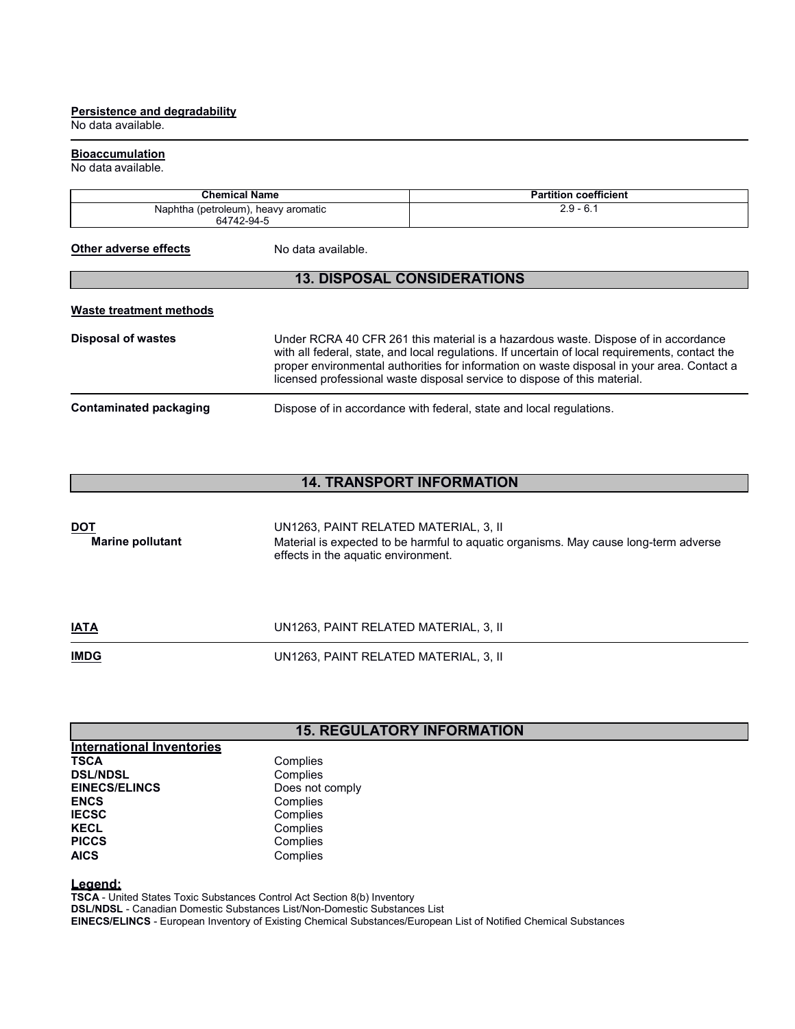**Persistence and degradability**

No data available.

**Bioaccumulation**

No data available.

| Chemical Name | Partition coefficient |
|---|---|
| Naphtha (petroleum), heavy aromatic 64742-94-5 | 2.9 - 6.1 |

**Other adverse effects** No data available.

## 13. DISPOSAL CONSIDERATIONS

**Waste treatment methods**

**Disposal of wastes**

Under RCRA 40 CFR 261 this material is a hazardous waste. Dispose of in accordance with all federal, state, and local regulations. If uncertain of local requirements, contact the proper environmental authorities for information on waste disposal in your area. Contact a licensed professional waste disposal service to dispose of this material.

**Contaminated packaging**

Dispose of in accordance with federal, state and local regulations.

## 14. TRANSPORT INFORMATION

**DOT** UN1263, PAINT RELATED MATERIAL, 3, II

**Marine pollutant** Material is expected to be harmful to aquatic organisms. May cause long-term adverse effects in the aquatic environment.

**IATA** UN1263, PAINT RELATED MATERIAL, 3, II

**IMDG** UN1263, PAINT RELATED MATERIAL, 3, II

## 15. REGULATORY INFORMATION

**International Inventories**

**TSCA** Complies
**DSL/NDSL** Complies
**EINECS/ELINCS** Does not comply
**ENCS** Complies
**IECSC** Complies
**KECL** Complies
**PICCS** Complies
**AICS** Complies

**Legend:**

**TSCA** - United States Toxic Substances Control Act Section 8(b) Inventory
**DSL/NDSL** - Canadian Domestic Substances List/Non-Domestic Substances List
**EINECS/ELINCS** - European Inventory of Existing Chemical Substances/European List of Notified Chemical Substances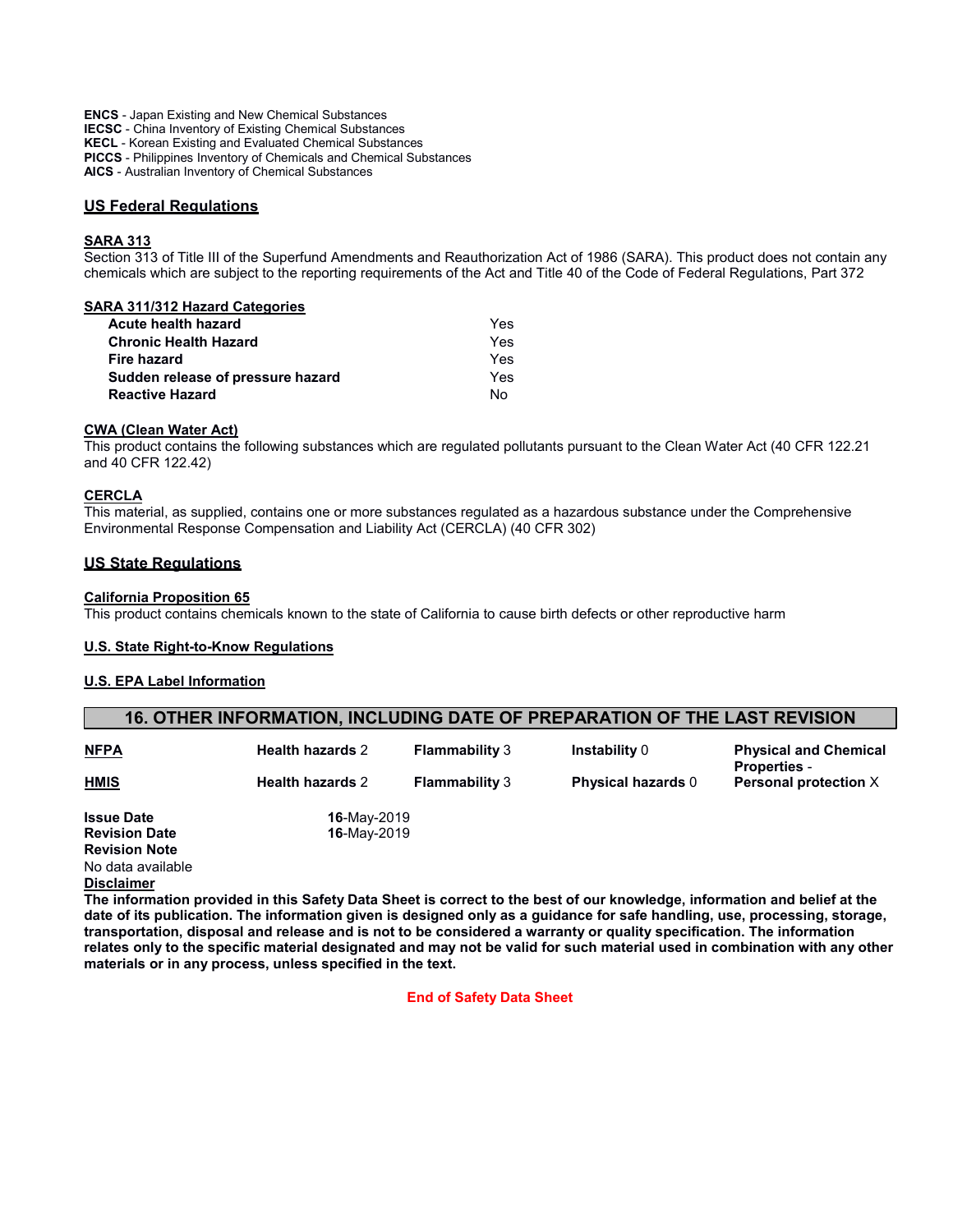**ENCS** - Japan Existing and New Chemical Substances
**IECSC** - China Inventory of Existing Chemical Substances
**KECL** - Korean Existing and Evaluated Chemical Substances
**PICCS** - Philippines Inventory of Chemicals and Chemical Substances
**AICS** - Australian Inventory of Chemical Substances

## US Federal Regulations

### SARA 313

Section 313 of Title III of the Superfund Amendments and Reauthorization Act of 1986 (SARA). This product does not contain any chemicals which are subject to the reporting requirements of the Act and Title 40 of the Code of Federal Regulations, Part 372

### SARA 311/312 Hazard Categories

| | |
|---|---|
| **Acute health hazard** | Yes |
| **Chronic Health Hazard** | Yes |
| **Fire hazard** | Yes |
| **Sudden release of pressure hazard** | Yes |
| **Reactive Hazard** | No |

### CWA (Clean Water Act)

This product contains the following substances which are regulated pollutants pursuant to the Clean Water Act (40 CFR 122.21 and 40 CFR 122.42)

### CERCLA

This material, as supplied, contains one or more substances regulated as a hazardous substance under the Comprehensive Environmental Response Compensation and Liability Act (CERCLA) (40 CFR 302)

## US State Regulations

### California Proposition 65

This product contains chemicals known to the state of California to cause birth defects or other reproductive harm

### U.S. State Right-to-Know Regulations

### U.S. EPA Label Information

## 16. OTHER INFORMATION, INCLUDING DATE OF PREPARATION OF THE LAST REVISION

| | | | | |
|---|---|---|---|---|
| **NFPA** | **Health hazards** 2 | **Flammability** 3 | **Instability** 0 | **Physical and Chemical Properties** - |
| **HMIS** | **Health hazards** 2 | **Flammability** 3 | **Physical hazards** 0 | **Personal protection** X |

**Issue Date** 16-May-2019
**Revision Date** 16-May-2019
**Revision Note**
No data available

**Disclaimer**

**The information provided in this Safety Data Sheet is correct to the best of our knowledge, information and belief at the date of its publication. The information given is designed only as a guidance for safe handling, use, processing, storage, transportation, disposal and release and is not to be considered a warranty or quality specification. The information relates only to the specific material designated and may not be valid for such material used in combination with any other materials or in any process, unless specified in the text.**

**End of Safety Data Sheet**